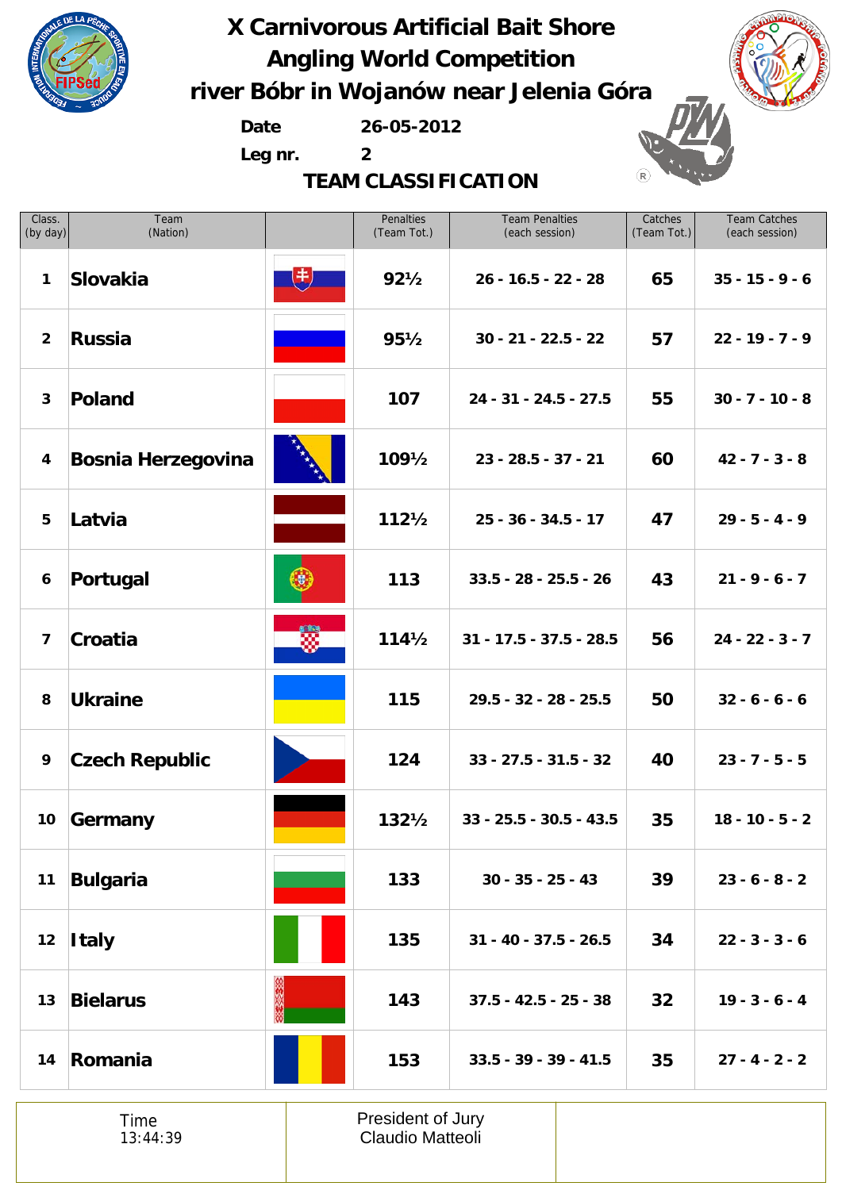# X Carnivorous Artificial Bait Shore Angling World Competition

## river Bóbr in Wojanów near Jelenia Góra

**Date** 26-05-2012

**Leg nr.** 2

### TEAM CLASSIFICATION

| Class. (by day) | Team (Nation) | | Penalties (Team Tot.) | Team Penalties (each session) | Catches (Team Tot.) | Team Catches (each session) |
|---|---|---|---|---|---|---|
| 1 | **Slovakia** | | **92½** | **26 - 16.5 - 22 - 28** | **65** | **35 - 15 - 9 - 6** |
| 2 | **Russia** | | **95½** | **30 - 21 - 22.5 - 22** | **57** | **22 - 19 - 7 - 9** |
| 3 | **Poland** | | **107** | **24 - 31 - 24.5 - 27.5** | **55** | **30 - 7 - 10 - 8** |
| 4 | **Bosnia Herzegovina** | | **109½** | **23 - 28.5 - 37 - 21** | **60** | **42 - 7 - 3 - 8** |
| 5 | **Latvia** | | **112½** | **25 - 36 - 34.5 - 17** | **47** | **29 - 5 - 4 - 9** |
| 6 | **Portugal** | | **113** | **33.5 - 28 - 25.5 - 26** | **43** | **21 - 9 - 6 - 7** |
| 7 | **Croatia** | | **114½** | **31 - 17.5 - 37.5 - 28.5** | **56** | **24 - 22 - 3 - 7** |
| 8 | **Ukraine** | | **115** | **29.5 - 32 - 28 - 25.5** | **50** | **32 - 6 - 6 - 6** |
| 9 | **Czech Republic** | | **124** | **33 - 27.5 - 31.5 - 32** | **40** | **23 - 7 - 5 - 5** |
| 10 | **Germany** | | **132½** | **33 - 25.5 - 30.5 - 43.5** | **35** | **18 - 10 - 5 - 2** |
| 11 | **Bulgaria** | | **133** | **30 - 35 - 25 - 43** | **39** | **23 - 6 - 8 - 2** |
| 12 | **Italy** | | **135** | **31 - 40 - 37.5 - 26.5** | **34** | **22 - 3 - 3 - 6** |
| 13 | **Bielarus** | | **143** | **37.5 - 42.5 - 25 - 38** | **32** | **19 - 3 - 6 - 4** |
| 14 | **Romania** | | **153** | **33.5 - 39 - 39 - 41.5** | **35** | **27 - 4 - 2 - 2** |

| Time 13:44:39 | President of Jury Claudio Matteoli | |
|---|---|---|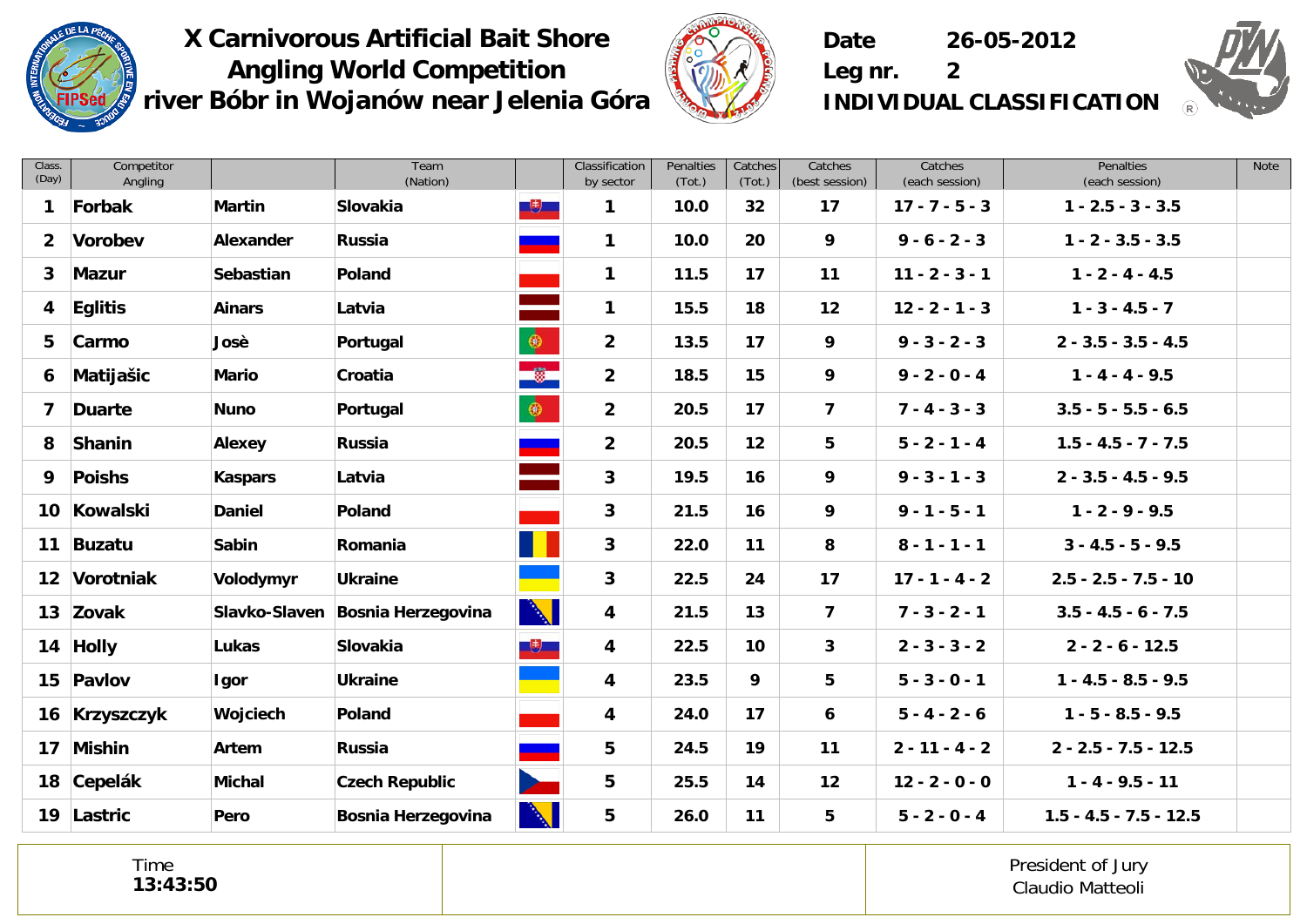# X Carnivorous Artificial Bait Shore Angling World Competition
# river Bóbr in Wojanów near Jelenia Góra

**Date** 26-05-2012
**Leg nr.** 2
**INDIVIDUAL CLASSIFICATION**

| Class. (Day) | Competitor Angling | | Team (Nation) | | Classification by sector | Penalties (Tot.) | Catches (Tot.) | Catches (best session) | Catches (each session) | Penalties (each session) | Note |
|---|---|---|---|---|---|---|---|---|---|---|---|
| 1 | Forbak | Martin | Slovakia | | 1 | 10.0 | 32 | 17 | 17 - 7 - 5 - 3 | 1 - 2.5 - 3 - 3.5 | |
| 2 | Vorobev | Alexander | Russia | | 1 | 10.0 | 20 | 9 | 9 - 6 - 2 - 3 | 1 - 2 - 3.5 - 3.5 | |
| 3 | Mazur | Sebastian | Poland | | 1 | 11.5 | 17 | 11 | 11 - 2 - 3 - 1 | 1 - 2 - 4 - 4.5 | |
| 4 | Eglitis | Ainars | Latvia | | 1 | 15.5 | 18 | 12 | 12 - 2 - 1 - 3 | 1 - 3 - 4.5 - 7 | |
| 5 | Carmo | Josè | Portugal | | 2 | 13.5 | 17 | 9 | 9 - 3 - 2 - 3 | 2 - 3.5 - 3.5 - 4.5 | |
| 6 | Matijašic | Mario | Croatia | | 2 | 18.5 | 15 | 9 | 9 - 2 - 0 - 4 | 1 - 4 - 4 - 9.5 | |
| 7 | Duarte | Nuno | Portugal | | 2 | 20.5 | 17 | 7 | 7 - 4 - 3 - 3 | 3.5 - 5 - 5.5 - 6.5 | |
| 8 | Shanin | Alexey | Russia | | 2 | 20.5 | 12 | 5 | 5 - 2 - 1 - 4 | 1.5 - 4.5 - 7 - 7.5 | |
| 9 | Poishs | Kaspars | Latvia | | 3 | 19.5 | 16 | 9 | 9 - 3 - 1 - 3 | 2 - 3.5 - 4.5 - 9.5 | |
| 10 | Kowalski | Daniel | Poland | | 3 | 21.5 | 16 | 9 | 9 - 1 - 5 - 1 | 1 - 2 - 9 - 9.5 | |
| 11 | Buzatu | Sabin | Romania | | 3 | 22.0 | 11 | 8 | 8 - 1 - 1 - 1 | 3 - 4.5 - 5 - 9.5 | |
| 12 | Vorotniak | Volodymyr | Ukraine | | 3 | 22.5 | 24 | 17 | 17 - 1 - 4 - 2 | 2.5 - 2.5 - 7.5 - 10 | |
| 13 | Zovak | Slavko-Slaven | Bosnia Herzegovina | | 4 | 21.5 | 13 | 7 | 7 - 3 - 2 - 1 | 3.5 - 4.5 - 6 - 7.5 | |
| 14 | Holly | Lukas | Slovakia | | 4 | 22.5 | 10 | 3 | 2 - 3 - 3 - 2 | 2 - 2 - 6 - 12.5 | |
| 15 | Pavlov | Igor | Ukraine | | 4 | 23.5 | 9 | 5 | 5 - 3 - 0 - 1 | 1 - 4.5 - 8.5 - 9.5 | |
| 16 | Krzyszczyk | Wojciech | Poland | | 4 | 24.0 | 17 | 6 | 5 - 4 - 2 - 6 | 1 - 5 - 8.5 - 9.5 | |
| 17 | Mishin | Artem | Russia | | 5 | 24.5 | 19 | 11 | 2 - 11 - 4 - 2 | 2 - 2.5 - 7.5 - 12.5 | |
| 18 | Cepelák | Michal | Czech Republic | | 5 | 25.5 | 14 | 12 | 12 - 2 - 0 - 0 | 1 - 4 - 9.5 - 11 | |
| 19 | Lastric | Pero | Bosnia Herzegovina | | 5 | 26.0 | 11 | 5 | 5 - 2 - 0 - 4 | 1.5 - 4.5 - 7.5 - 12.5 | |

Time
**13:43:50**

President of Jury
Claudio Matteoli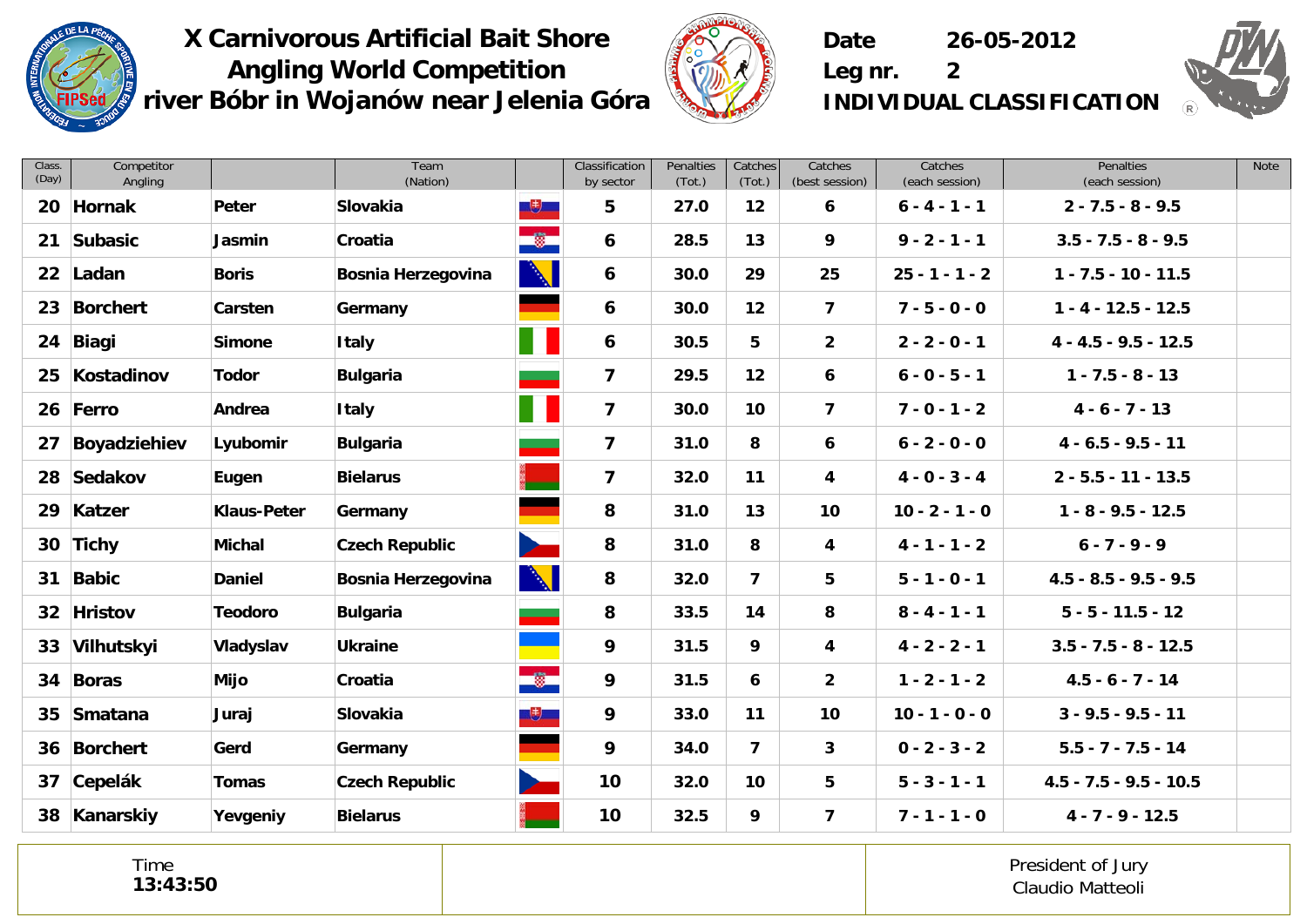# X Carnivorous Artificial Bait Shore Angling World Competition
# river Bóbr in Wojanów near Jelenia Góra

**Date** 26-05-2012
**Leg nr.** 2
**INDIVIDUAL CLASSIFICATION**

| Class. (Day) | Competitor Angling | | Team (Nation) | | Classification by sector | Penalties (Tot.) | Catches (Tot.) | Catches (best session) | Catches (each session) | Penalties (each session) | Note |
|---|---|---|---|---|---|---|---|---|---|---|---|
| 20 | Hornak | Peter | Slovakia | | 5 | 27.0 | 12 | 6 | 6 - 4 - 1 - 1 | 2 - 7.5 - 8 - 9.5 | |
| 21 | Subasic | Jasmin | Croatia | | 6 | 28.5 | 13 | 9 | 9 - 2 - 1 - 1 | 3.5 - 7.5 - 8 - 9.5 | |
| 22 | Ladan | Boris | Bosnia Herzegovina | | 6 | 30.0 | 29 | 25 | 25 - 1 - 1 - 2 | 1 - 7.5 - 10 - 11.5 | |
| 23 | Borchert | Carsten | Germany | | 6 | 30.0 | 12 | 7 | 7 - 5 - 0 - 0 | 1 - 4 - 12.5 - 12.5 | |
| 24 | Biagi | Simone | Italy | | 6 | 30.5 | 5 | 2 | 2 - 2 - 0 - 1 | 4 - 4.5 - 9.5 - 12.5 | |
| 25 | Kostadinov | Todor | Bulgaria | | 7 | 29.5 | 12 | 6 | 6 - 0 - 5 - 1 | 1 - 7.5 - 8 - 13 | |
| 26 | Ferro | Andrea | Italy | | 7 | 30.0 | 10 | 7 | 7 - 0 - 1 - 2 | 4 - 6 - 7 - 13 | |
| 27 | Boyadziehiev | Lyubomir | Bulgaria | | 7 | 31.0 | 8 | 6 | 6 - 2 - 0 - 0 | 4 - 6.5 - 9.5 - 11 | |
| 28 | Sedakov | Eugen | Bielarus | | 7 | 32.0 | 11 | 4 | 4 - 0 - 3 - 4 | 2 - 5.5 - 11 - 13.5 | |
| 29 | Katzer | Klaus-Peter | Germany | | 8 | 31.0 | 13 | 10 | 10 - 2 - 1 - 0 | 1 - 8 - 9.5 - 12.5 | |
| 30 | Tichy | Michal | Czech Republic | | 8 | 31.0 | 8 | 4 | 4 - 1 - 1 - 2 | 6 - 7 - 9 - 9 | |
| 31 | Babic | Daniel | Bosnia Herzegovina | | 8 | 32.0 | 7 | 5 | 5 - 1 - 0 - 1 | 4.5 - 8.5 - 9.5 - 9.5 | |
| 32 | Hristov | Teodoro | Bulgaria | | 8 | 33.5 | 14 | 8 | 8 - 4 - 1 - 1 | 5 - 5 - 11.5 - 12 | |
| 33 | Vilhutskyi | Vladyslav | Ukraine | | 9 | 31.5 | 9 | 4 | 4 - 2 - 2 - 1 | 3.5 - 7.5 - 8 - 12.5 | |
| 34 | Boras | Mijo | Croatia | | 9 | 31.5 | 6 | 2 | 1 - 2 - 1 - 2 | 4.5 - 6 - 7 - 14 | |
| 35 | Smatana | Juraj | Slovakia | | 9 | 33.0 | 11 | 10 | 10 - 1 - 0 - 0 | 3 - 9.5 - 9.5 - 11 | |
| 36 | Borchert | Gerd | Germany | | 9 | 34.0 | 7 | 3 | 0 - 2 - 3 - 2 | 5.5 - 7 - 7.5 - 14 | |
| 37 | Cepelák | Tomas | Czech Republic | | 10 | 32.0 | 10 | 5 | 5 - 3 - 1 - 1 | 4.5 - 7.5 - 9.5 - 10.5 | |
| 38 | Kanarskiy | Yevgeniy | Bielarus | | 10 | 32.5 | 9 | 7 | 7 - 1 - 1 - 0 | 4 - 7 - 9 - 12.5 | |

| Time 13:43:50 | | President of Jury Claudio Matteoli |
|---|---|---|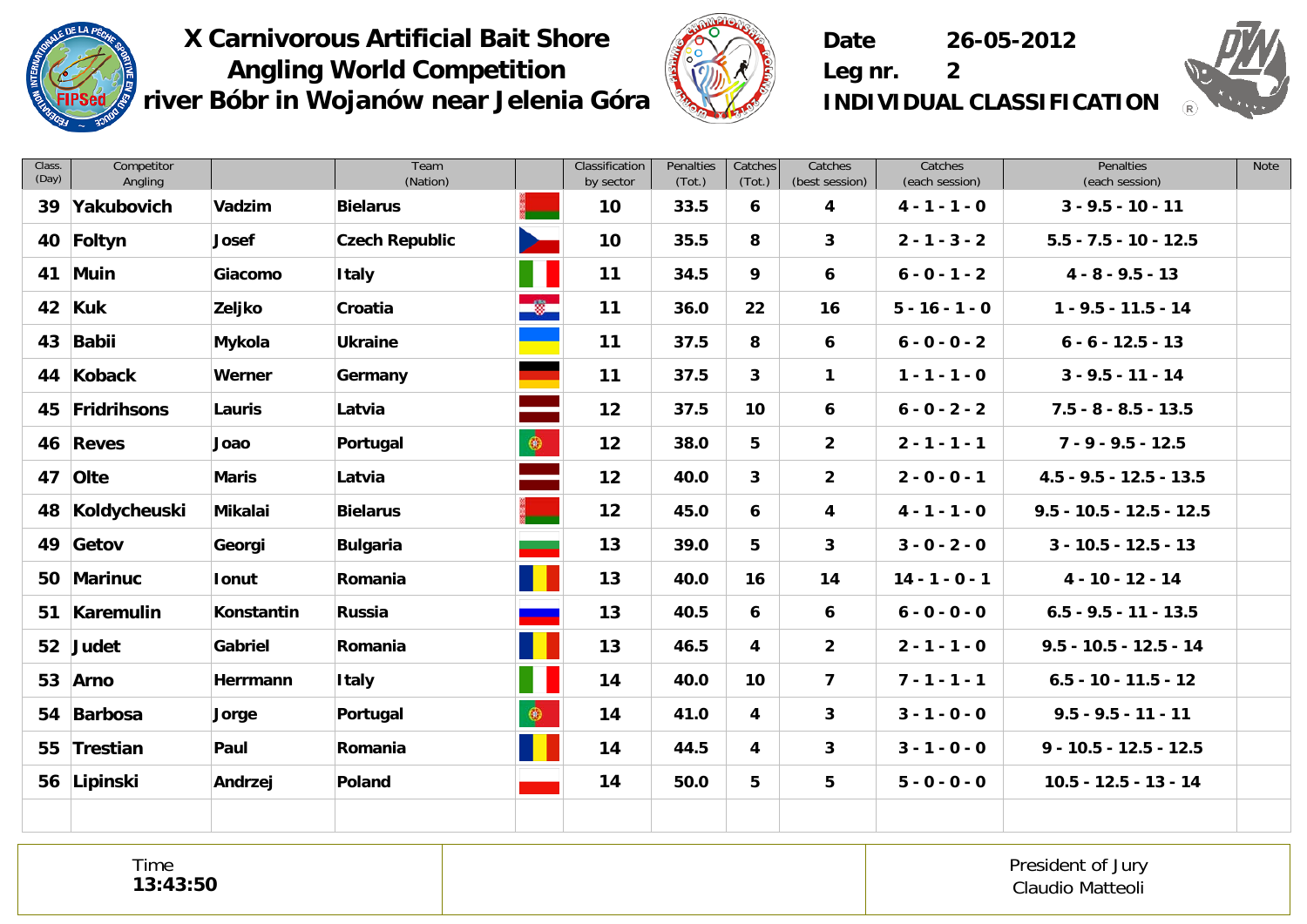# X Carnivorous Artificial Bait Shore Angling World Competition
# river Bóbr in Wojanów near Jelenia Góra

**Date** 26-05-2012
**Leg nr.** 2
**INDIVIDUAL CLASSIFICATION**

| Class. (Day) | Competitor Angling | | Team (Nation) | | Classification by sector | Penalties (Tot.) | Catches (Tot.) | Catches (best session) | Catches (each session) | Penalties (each session) | Note |
|---|---|---|---|---|---|---|---|---|---|---|---|
| 39 | Yakubovich | Vadzim | Bielarus | | 10 | 33.5 | 6 | 4 | 4 - 1 - 1 - 0 | 3 - 9.5 - 10 - 11 | |
| 40 | Foltyn | Josef | Czech Republic | | 10 | 35.5 | 8 | 3 | 2 - 1 - 3 - 2 | 5.5 - 7.5 - 10 - 12.5 | |
| 41 | Muin | Giacomo | Italy | | 11 | 34.5 | 9 | 6 | 6 - 0 - 1 - 2 | 4 - 8 - 9.5 - 13 | |
| 42 | Kuk | Zeljko | Croatia | | 11 | 36.0 | 22 | 16 | 5 - 16 - 1 - 0 | 1 - 9.5 - 11.5 - 14 | |
| 43 | Babii | Mykola | Ukraine | | 11 | 37.5 | 8 | 6 | 6 - 0 - 0 - 2 | 6 - 6 - 12.5 - 13 | |
| 44 | Koback | Werner | Germany | | 11 | 37.5 | 3 | 1 | 1 - 1 - 1 - 0 | 3 - 9.5 - 11 - 14 | |
| 45 | Fridrihsons | Lauris | Latvia | | 12 | 37.5 | 10 | 6 | 6 - 0 - 2 - 2 | 7.5 - 8 - 8.5 - 13.5 | |
| 46 | Reves | Joao | Portugal | | 12 | 38.0 | 5 | 2 | 2 - 1 - 1 - 1 | 7 - 9 - 9.5 - 12.5 | |
| 47 | Olte | Maris | Latvia | | 12 | 40.0 | 3 | 2 | 2 - 0 - 0 - 1 | 4.5 - 9.5 - 12.5 - 13.5 | |
| 48 | Koldycheuski | Mikalai | Bielarus | | 12 | 45.0 | 6 | 4 | 4 - 1 - 1 - 0 | 9.5 - 10.5 - 12.5 - 12.5 | |
| 49 | Getov | Georgi | Bulgaria | | 13 | 39.0 | 5 | 3 | 3 - 0 - 2 - 0 | 3 - 10.5 - 12.5 - 13 | |
| 50 | Marinuc | Ionut | Romania | | 13 | 40.0 | 16 | 14 | 14 - 1 - 0 - 1 | 4 - 10 - 12 - 14 | |
| 51 | Karemulin | Konstantin | Russia | | 13 | 40.5 | 6 | 6 | 6 - 0 - 0 - 0 | 6.5 - 9.5 - 11 - 13.5 | |
| 52 | Judet | Gabriel | Romania | | 13 | 46.5 | 4 | 2 | 2 - 1 - 1 - 0 | 9.5 - 10.5 - 12.5 - 14 | |
| 53 | Arno | Herrmann | Italy | | 14 | 40.0 | 10 | 7 | 7 - 1 - 1 - 1 | 6.5 - 10 - 11.5 - 12 | |
| 54 | Barbosa | Jorge | Portugal | | 14 | 41.0 | 4 | 3 | 3 - 1 - 0 - 0 | 9.5 - 9.5 - 11 - 11 | |
| 55 | Trestian | Paul | Romania | | 14 | 44.5 | 4 | 3 | 3 - 1 - 0 - 0 | 9 - 10.5 - 12.5 - 12.5 | |
| 56 | Lipinski | Andrzej | Poland | | 14 | 50.0 | 5 | 5 | 5 - 0 - 0 - 0 | 10.5 - 12.5 - 13 - 14 | |

Time
**13:43:50**

President of Jury
Claudio Matteoli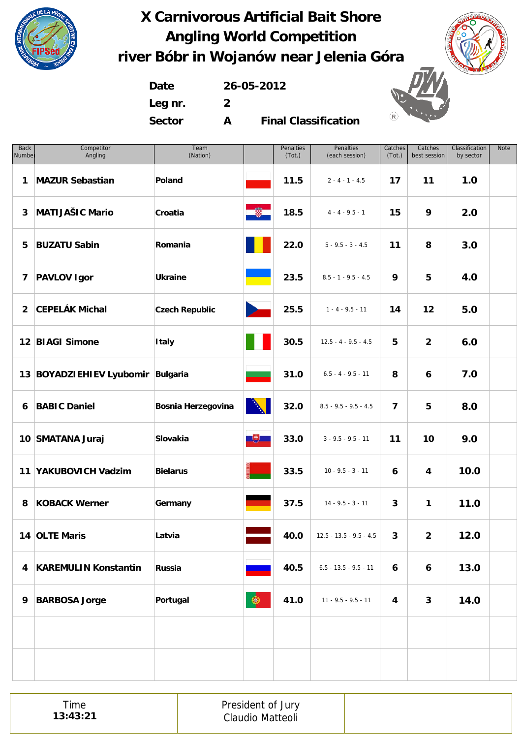# X Carnivorous Artificial Bait Shore Angling World Competition
# river Bóbr in Wojanów near Jelenia Góra

**Date** 26-05-2012
**Leg nr.** 2
**Sector** A **Final Classification**

| Back Number | Competitor Angling | Team (Nation) | | Penalties (Tot.) | Penalties (each session) | Catches (Tot.) | Catches best session | Classification by sector | Note |
|---|---|---|---|---|---|---|---|---|---|
| 1 | **MAZUR Sebastian** | **Poland** | | **11.5** | 2 - 4 - 1 - 4.5 | **17** | **11** | **1.0** | |
| 3 | **MATIJAŠIC Mario** | **Croatia** | | **18.5** | 4 - 4 - 9.5 - 1 | **15** | **9** | **2.0** | |
| 5 | **BUZATU Sabin** | **Romania** | | **22.0** | 5 - 9.5 - 3 - 4.5 | **11** | **8** | **3.0** | |
| 7 | **PAVLOV Igor** | **Ukraine** | | **23.5** | 8.5 - 1 - 9.5 - 4.5 | **9** | **5** | **4.0** | |
| 2 | **CEPELÁK Michal** | **Czech Republic** | | **25.5** | 1 - 4 - 9.5 - 11 | **14** | **12** | **5.0** | |
| 12 | **BIAGI Simone** | **Italy** | | **30.5** | 12.5 - 4 - 9.5 - 4.5 | **5** | **2** | **6.0** | |
| 13 | **BOYADZIEHIEV Lyubomir** | **Bulgaria** | | **31.0** | 6.5 - 4 - 9.5 - 11 | **8** | **6** | **7.0** | |
| 6 | **BABIC Daniel** | **Bosnia Herzegovina** | | **32.0** | 8.5 - 9.5 - 9.5 - 4.5 | **7** | **5** | **8.0** | |
| 10 | **SMATANA Juraj** | **Slovakia** | | **33.0** | 3 - 9.5 - 9.5 - 11 | **11** | **10** | **9.0** | |
| 11 | **YAKUBOVICH Vadzim** | **Bielarus** | | **33.5** | 10 - 9.5 - 3 - 11 | **6** | **4** | **10.0** | |
| 8 | **KOBACK Werner** | **Germany** | | **37.5** | 14 - 9.5 - 3 - 11 | **3** | **1** | **11.0** | |
| 14 | **OLTE Maris** | **Latvia** | | **40.0** | 12.5 - 13.5 - 9.5 - 4.5 | **3** | **2** | **12.0** | |
| 4 | **KAREMULIN Konstantin** | **Russia** | | **40.5** | 6.5 - 13.5 - 9.5 - 11 | **6** | **6** | **13.0** | |
| 9 | **BARBOSA Jorge** | **Portugal** | | **41.0** | 11 - 9.5 - 9.5 - 11 | **4** | **3** | **14.0** | |

| Time **13:43:21** | President of Jury Claudio Matteoli | |
|---|---|---|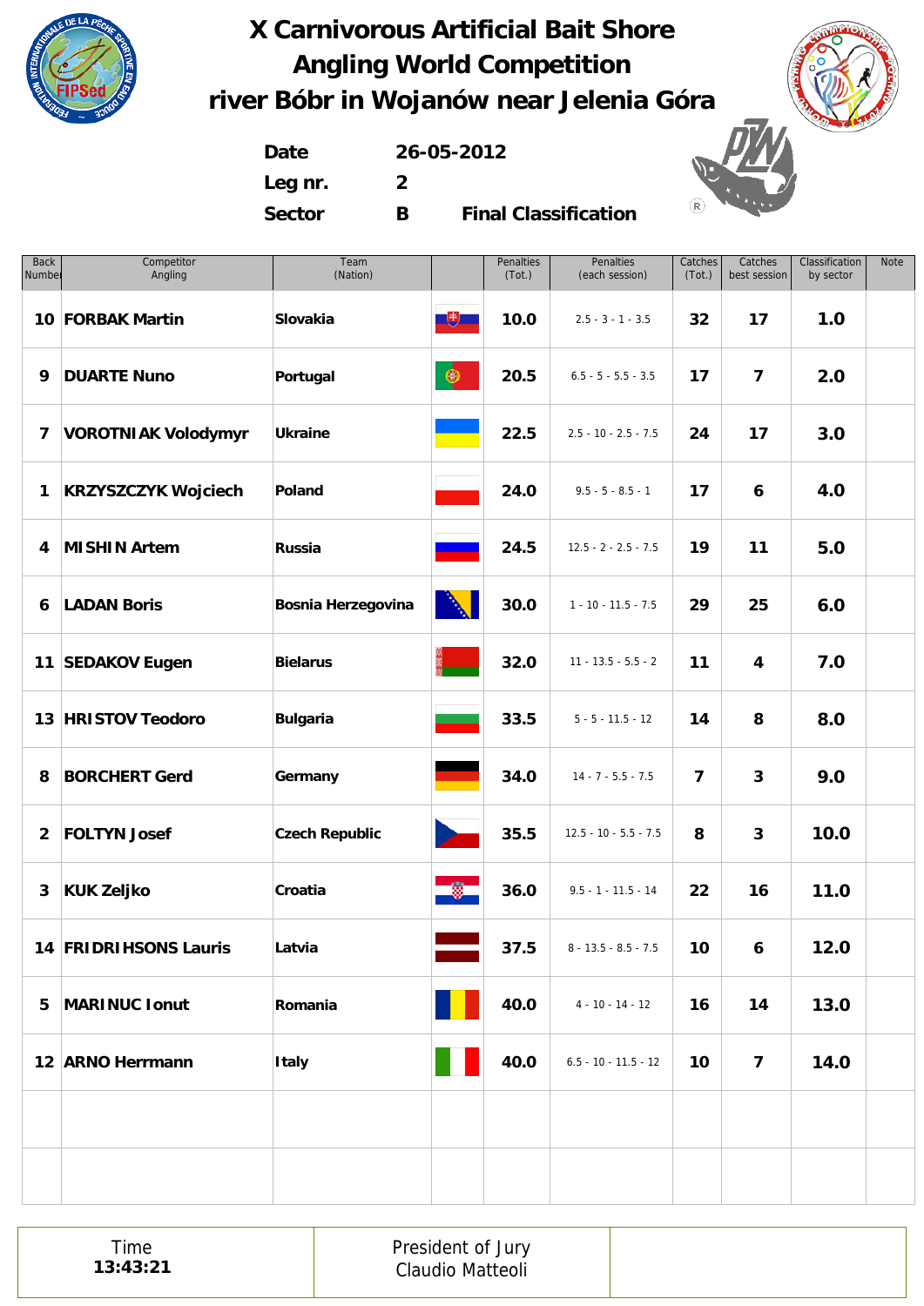# X Carnivorous Artificial Bait Shore Angling World Competition river Bóbr in Wojanów near Jelenia Góra

**Date** 26-05-2012

**Leg nr.** 2

**Sector** B **Final Classification**

| Back Number | Competitor Angling | Team (Nation) | | Penalties (Tot.) | Penalties (each session) | Catches (Tot.) | Catches best session | Classification by sector | Note |
|---|---|---|---|---|---|---|---|---|---|
| 10 | FORBAK Martin | Slovakia | | 10.0 | 2.5 - 3 - 1 - 3.5 | 32 | 17 | 1.0 | |
| 9 | DUARTE Nuno | Portugal | | 20.5 | 6.5 - 5 - 5.5 - 3.5 | 17 | 7 | 2.0 | |
| 7 | VOROTNIAK Volodymyr | Ukraine | | 22.5 | 2.5 - 10 - 2.5 - 7.5 | 24 | 17 | 3.0 | |
| 1 | KRZYSZCZYK Wojciech | Poland | | 24.0 | 9.5 - 5 - 8.5 - 1 | 17 | 6 | 4.0 | |
| 4 | MISHIN Artem | Russia | | 24.5 | 12.5 - 2 - 2.5 - 7.5 | 19 | 11 | 5.0 | |
| 6 | LADAN Boris | Bosnia Herzegovina | | 30.0 | 1 - 10 - 11.5 - 7.5 | 29 | 25 | 6.0 | |
| 11 | SEDAKOV Eugen | Bielarus | | 32.0 | 11 - 13.5 - 5.5 - 2 | 11 | 4 | 7.0 | |
| 13 | HRISTOV Teodoro | Bulgaria | | 33.5 | 5 - 5 - 11.5 - 12 | 14 | 8 | 8.0 | |
| 8 | BORCHERT Gerd | Germany | | 34.0 | 14 - 7 - 5.5 - 7.5 | 7 | 3 | 9.0 | |
| 2 | FOLTYN Josef | Czech Republic | | 35.5 | 12.5 - 10 - 5.5 - 7.5 | 8 | 3 | 10.0 | |
| 3 | KUK Zeljko | Croatia | | 36.0 | 9.5 - 1 - 11.5 - 14 | 22 | 16 | 11.0 | |
| 14 | FRIDRIHSONS Lauris | Latvia | | 37.5 | 8 - 13.5 - 8.5 - 7.5 | 10 | 6 | 12.0 | |
| 5 | MARINUC Ionut | Romania | | 40.0 | 4 - 10 - 14 - 12 | 16 | 14 | 13.0 | |
| 12 | ARNO Herrmann | Italy | | 40.0 | 6.5 - 10 - 11.5 - 12 | 10 | 7 | 14.0 | |

| Time | President of Jury | |
|---|---|---|
| **13:43:21** | Claudio Matteoli | |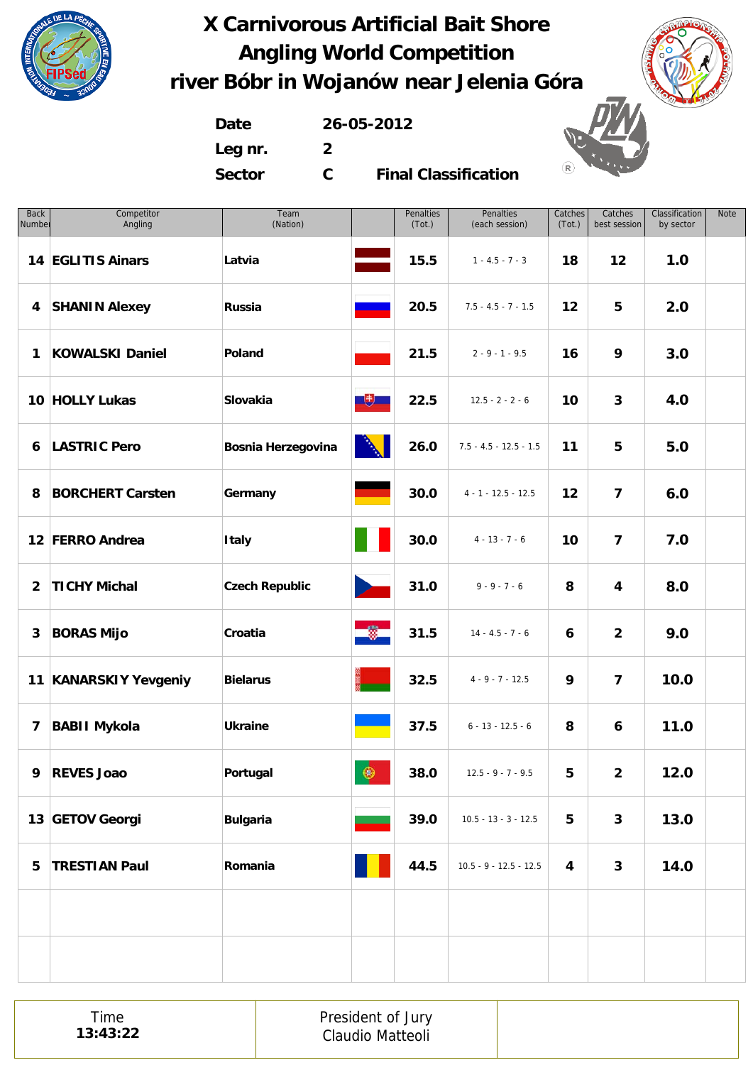# X Carnivorous Artificial Bait Shore Angling World Competition river Bóbr in Wojanów near Jelenia Góra

**Date** 26-05-2012

**Leg nr.** 2

**Sector** C **Final Classification**

| Back Number | Competitor Angling | Team (Nation) | | Penalties (Tot.) | Penalties (each session) | Catches (Tot.) | Catches best session | Classification by sector | Note |
|---|---|---|---|---|---|---|---|---|---|
| 14 | EGLITIS Ainars | Latvia | | 15.5 | 1 - 4.5 - 7 - 3 | 18 | 12 | 1.0 | |
| 4 | SHANIN Alexey | Russia | | 20.5 | 7.5 - 4.5 - 7 - 1.5 | 12 | 5 | 2.0 | |
| 1 | KOWALSKI Daniel | Poland | | 21.5 | 2 - 9 - 1 - 9.5 | 16 | 9 | 3.0 | |
| 10 | HOLLY Lukas | Slovakia | | 22.5 | 12.5 - 2 - 2 - 6 | 10 | 3 | 4.0 | |
| 6 | LASTRIC Pero | Bosnia Herzegovina | | 26.0 | 7.5 - 4.5 - 12.5 - 1.5 | 11 | 5 | 5.0 | |
| 8 | BORCHERT Carsten | Germany | | 30.0 | 4 - 1 - 12.5 - 12.5 | 12 | 7 | 6.0 | |
| 12 | FERRO Andrea | Italy | | 30.0 | 4 - 13 - 7 - 6 | 10 | 7 | 7.0 | |
| 2 | TICHY Michal | Czech Republic | | 31.0 | 9 - 9 - 7 - 6 | 8 | 4 | 8.0 | |
| 3 | BORAS Mijo | Croatia | | 31.5 | 14 - 4.5 - 7 - 6 | 6 | 2 | 9.0 | |
| 11 | KANARSKIY Yevgeniy | Bielarus | | 32.5 | 4 - 9 - 7 - 12.5 | 9 | 7 | 10.0 | |
| 7 | BABII Mykola | Ukraine | | 37.5 | 6 - 13 - 12.5 - 6 | 8 | 6 | 11.0 | |
| 9 | REVES Joao | Portugal | | 38.0 | 12.5 - 9 - 7 - 9.5 | 5 | 2 | 12.0 | |
| 13 | GETOV Georgi | Bulgaria | | 39.0 | 10.5 - 13 - 3 - 12.5 | 5 | 3 | 13.0 | |
| 5 | TRESTIAN Paul | Romania | | 44.5 | 10.5 - 9 - 12.5 - 12.5 | 4 | 3 | 14.0 | |

| Time | President of Jury |
|---|---|
| 13:43:22 | Claudio Matteoli |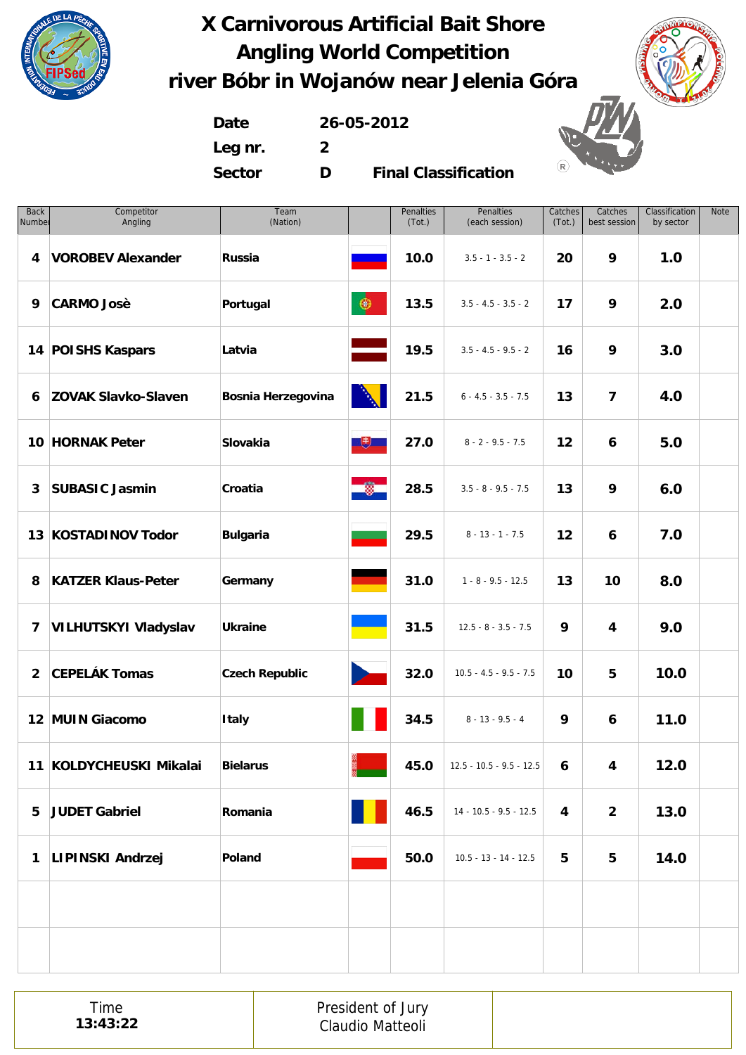# X Carnivorous Artificial Bait Shore Angling World Competition river Bóbr in Wojanów near Jelenia Góra

**Date** 26-05-2012

**Leg nr.** 2

**Sector** D **Final Classification**

| Back Number | Competitor Angling | Team (Nation) | | Penalties (Tot.) | Penalties (each session) | Catches (Tot.) | Catches best session | Classification by sector | Note |
|---|---|---|---|---|---|---|---|---|---|
| 4 | VOROBEV Alexander | Russia | | 10.0 | 3.5 - 1 - 3.5 - 2 | 20 | 9 | 1.0 | |
| 9 | CARMO Josè | Portugal | | 13.5 | 3.5 - 4.5 - 3.5 - 2 | 17 | 9 | 2.0 | |
| 14 | POISHS Kaspars | Latvia | | 19.5 | 3.5 - 4.5 - 9.5 - 2 | 16 | 9 | 3.0 | |
| 6 | ZOVAK Slavko-Slaven | Bosnia Herzegovina | | 21.5 | 6 - 4.5 - 3.5 - 7.5 | 13 | 7 | 4.0 | |
| 10 | HORNAK Peter | Slovakia | | 27.0 | 8 - 2 - 9.5 - 7.5 | 12 | 6 | 5.0 | |
| 3 | SUBASIC Jasmin | Croatia | | 28.5 | 3.5 - 8 - 9.5 - 7.5 | 13 | 9 | 6.0 | |
| 13 | KOSTADINOV Todor | Bulgaria | | 29.5 | 8 - 13 - 1 - 7.5 | 12 | 6 | 7.0 | |
| 8 | KATZER Klaus-Peter | Germany | | 31.0 | 1 - 8 - 9.5 - 12.5 | 13 | 10 | 8.0 | |
| 7 | VILHUTSKYI Vladyslav | Ukraine | | 31.5 | 12.5 - 8 - 3.5 - 7.5 | 9 | 4 | 9.0 | |
| 2 | CEPELÁK Tomas | Czech Republic | | 32.0 | 10.5 - 4.5 - 9.5 - 7.5 | 10 | 5 | 10.0 | |
| 12 | MUIN Giacomo | Italy | | 34.5 | 8 - 13 - 9.5 - 4 | 9 | 6 | 11.0 | |
| 11 | KOLDYCHEUSKI Mikalai | Bielarus | | 45.0 | 12.5 - 10.5 - 9.5 - 12.5 | 6 | 4 | 12.0 | |
| 5 | JUDET Gabriel | Romania | | 46.5 | 14 - 10.5 - 9.5 - 12.5 | 4 | 2 | 13.0 | |
| 1 | LIPINSKI Andrzej | Poland | | 50.0 | 10.5 - 13 - 14 - 12.5 | 5 | 5 | 14.0 | |
| | | | | | | | | | |
| | | | | | | | | | |

| | | |
|---|---|---|
| Time **13:43:22** | President of Jury Claudio Matteoli | |